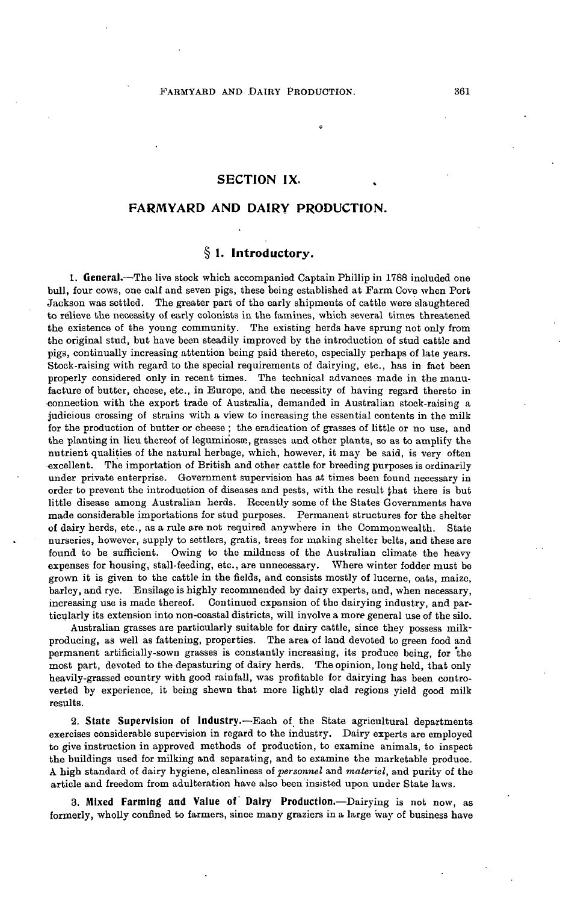# SECTION IX.

## FARMYARD AND DAIRY PRODUCTION.

### § 1. Introductory.

1. **General.**—The live stock which accompanied Captain Phillip in 1788 included one bull, four cows, one calf and seven pigs, these being established at Farm Cove when Port Jackson was settled. The greater part of the early shipments of cattle were slaughtered to relieve the necessity of early colonists in the famines, which several times threatened the existence of the young community. The existing herds have sprung not only from the original stud, but have been steadily improved by the introduction of stud cattle and pigs, continually increasing attention being paid thereto, especially perhaps of late years. Stock-raising with regard to the special requirements of dairying, etc., has in fact been properly considered only in recent times. The technical advances made in the manufacture of butter, cheese, etc., in Europe, and the necessity of having regard thereto in connection with the export trade of Australia, demanded in Australian stock-raising a judicious crossing of strains with a view to increasing the essential contents in the milk for the production of butter or cheese; the eradication of grasses of little or no use, and the planting in lieu thereof of leguminosæ, grasses and other plants, so as to amplify the nutrient qualities of the natural herbage, which, however, it may be said, is very often excellent. The importation of British and other cattle for breeding purposes is ordinarily under private enterprise. Government supervision has at times been found necessary in order to prevent the introduction of diseases and pests, with the result that there is but little disease among Australian herds. Recently some of the States Governments have made considerable importations for stud purposes. Permanent structures for the shelter of dairy herds, etc., as a rule are not required anywhere in the Commonwealth. State nurseries, however, supply to settlers, gratis, trees for making shelter belts, and these are found to be sufficient. Owing to the mildness of the Australian climate the heavy expenses for housing, stall-feeding, etc., are unnecessary. Where winter fodder must be grown it is given to the cattle in the fields, and consists mostly of lucerne, oats, maize, barley, and rye. Ensilage is highly recommended by dairy experts, and, when necessary, increasing use is made thereof. Continued expansion of the dairying industry, and particularly its extension into non-coastal districts, will involve a more general use of the silo.

Australian grasses are particularly suitable for dairy cattle, since they possess milk-producing, as well as fattening, properties. The area of land devoted to green food and permanent artificially-sown grasses is constantly increasing, its produce being, for the most part, devoted to the depasturing of dairy herds. The opinion, long held, that only heavily-grassed country with good rainfall, was profitable for dairying has been controverted by experience, it being shewn that more lightly clad regions yield good milk results.

2. **State Supervision of Industry.**—Each of the State agricultural departments exercises considerable supervision in regard to the industry. Dairy experts are employed to give instruction in approved methods of production, to examine animals, to inspect the buildings used for milking and separating, and to examine the marketable produce. A high standard of dairy hygiene, cleanliness of *personnel* and *materiel*, and purity of the article and freedom from adulteration have also been insisted upon under State laws.

3. **Mixed Farming and Value of Dairy Production.**—Dairying is not now, as formerly, wholly confined to farmers, since many graziers in a large way of business have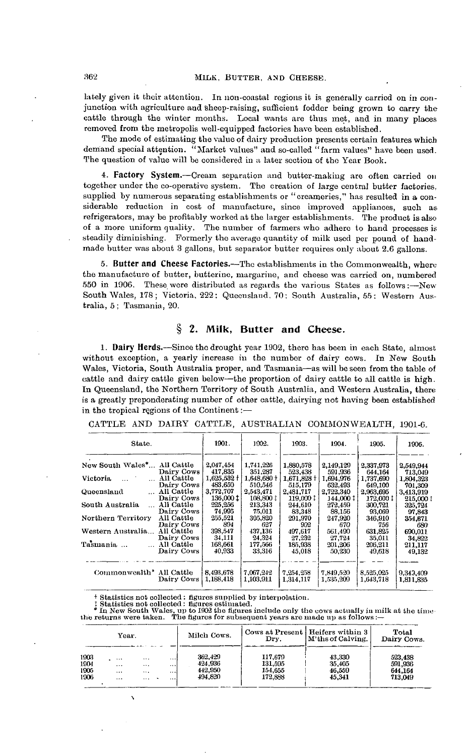lately given it their attention. In non-coastal regions it is generally carried on in conjunction with agriculture and sheep-raising, sufficient fodder being grown to carry the cattle through the winter months. Local wants are thus met, and in many places removed from the metropolis well-equipped factories have been established.

The mode of estimating the value of dairy production presents certain features which demand special attention. "Market values" and so-called "farm values" have been used. The question of value will be considered in a later section of the Year Book.

4. **Factory System.**—Cream separation and butter-making are often carried on together under the co-operative system. The creation of large central butter factories, supplied by numerous separating establishments or "creameries," has resulted in a considerable reduction in cost of manufacture, since improved appliances, such as refrigerators, may be profitably worked at the larger establishments. The product is also of a more uniform quality. The number of farmers who adhere to hand processes is steadily diminishing. Formerly the average quantity of milk used per pound of hand-made butter was about 3 gallons, but separator butter requires only about 2.6 gallons.

5. **Butter and Cheese Factories.**—The establishments in the Commonwealth, where the manufacture of butter, butterine, margarine, and cheese was carried on, numbered 550 in 1906. These were distributed as regards the various States as follows:—New South Wales, 178; Victoria, 222; Queensland, 70; South Australia, 55; Western Australia, 5; Tasmania, 20.

## § 2. Milk, Butter and Cheese.

1. **Dairy Herds.**—Since the drought year 1902, there has been in each State, almost without exception, a yearly increase in the number of dairy cows. In New South Wales, Victoria, South Australia proper, and Tasmania—as will be seen from the table of cattle and dairy cattle given below—the proportion of dairy cattle to all cattle is high. In Queensland, the Northern Territory of South Australia, and Western Australia, there is a greatly preponderating number of other cattle, dairying not having been established in the tropical regions of the Continent:—

CATTLE AND DAIRY CATTLE, AUSTRALIAN COMMONWEALTH, 1901-6.

| State. | | 1901. | 1902. | 1903. | 1904. | 1905. | 1906. |
|---|---|---|---|---|---|---|---|
| New South Wales* | All Cattle | 2,047,454 | 1,741,226 | 1,880,578 | 2,149,129 | 2,337,973 | 2,549,944 |
| | Dairy Cows | 417,835 | 351,287 | 523,438 | 591,936 | 644,164 | 713,049 |
| Victoria | All Cattle | 1,625,532 † | 1,648,680 † | 1,671,828 † | 1,694,976 | 1,737,690 | 1,804,323 |
| | Dairy Cows | 483,650 | 510,546 | 515,179 | 632,493 | 649,100 | 701,309 |
| Queensland | All Cattle | 3,772,707 | 2,543,471 | 2,481,717 | 2,722,340 | 2,963,695 | 3,413,919 |
| | Dairy Cows | 136,000 ‡ | 108,800 ‡ | 119,000 ‡ | 144,000 ‡ | 172,000 ‡ | 215,000 ‡ |
| South Australia | All Cattle | 225,256 | 213,343 | 244,610 | 272,459 | 300,721 | 325,724 |
| | Dairy Cows | 74,995 | 75,011 | 83,348 | 88,156 | 93,069 | 97,843 |
| Northern Territory | All Cattle | 255,521 | 305,820 | 291,970 | 247,920 | 346,910 | 354,871 |
| | Dairy Cows | 894 | 627 | 902 | 670 | 756 | 680 |
| Western Australia | All Cattle | 398,547 | 437,136 | 497,617 | 561,490 | 631,825 | 690,011 |
| | Dairy Cows | 34,111 | 24,324 | 27,232 | 27,724 | 35,011 | 34,822 |
| Tasmania | All Cattle | 168,661 | 177,566 | 185,938 | 201,206 | 206,211 | 211,117 |
| | Dairy Cows | 40,933 | 33,316 | 45,018 | 50,230 | 49,618 | 49,132 |
| Commonwealth* | All Cattle | 8,493,678 | 7,067,242 | 7,254,258 | 7,849,520 | 8,525,025 | 9,349,409 |
| | Dairy Cows | 1,188,418 | 1,103,911 | 1,314,117 | 1,535,209 | 1,643,718 | 1,811,835 |

† Statistics not collected: figures supplied by interpolation.
‡ Statistics not collected: figures estimated.
* In New South Wales, up to 1902 the figures include only the cows actually in milk at the time the returns were taken. The figures for subsequent years are made up as follows:—

| Year. | Milch Cows. | Cows at Present Dry. | Heifers within 3 M'ths of Calving. | Total Dairy Cows. |
|---|---|---|---|---|
| 1903 | 362,429 | 117,679 | 43,330 | 523,438 |
| 1904 | 424,936 | 131,595 | 35,405 | 591,936 |
| 1905 | 442,950 | 154,655 | 46,559 | 644,164 |
| 1906 | 494,820 | 172,888 | 45,341 | 713,049 |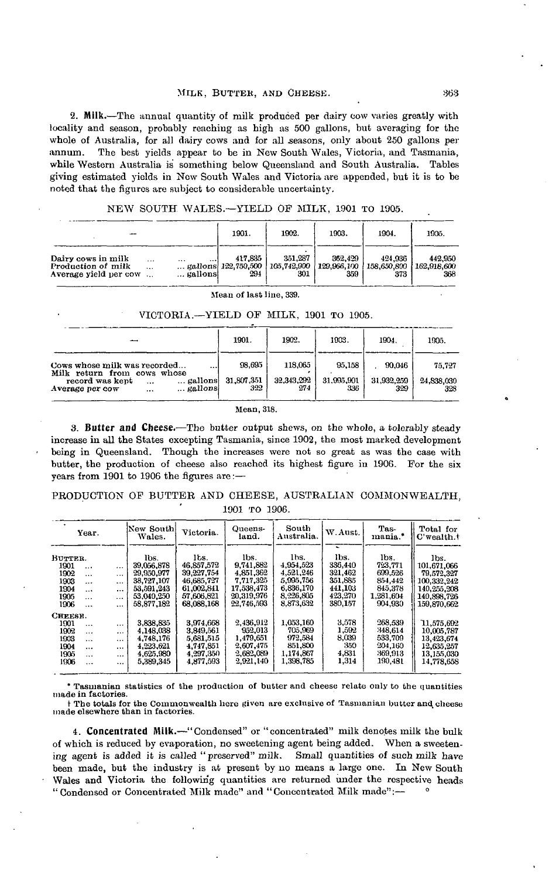2. **Milk.**—The annual quantity of milk produced per dairy cow varies greatly with locality and season, probably reaching as high as 500 gallons, but averaging for the whole of Australia, for all dairy cows and for all seasons, only about 250 gallons per annum. The best yields appear to be in New South Wales, Victoria, and Tasmania, while Western Australia is something below Queensland and South Australia. Tables giving estimated yields in New South Wales and Victoria are appended, but it is to be noted that the figures are subject to considerable uncertainty.

NEW SOUTH WALES.—YIELD OF MILK, 1901 TO 1905.

| — | 1901. | 1902. | 1903. | 1904. | 1905. |
|---|---|---|---|---|---|
| Dairy cows in milk ... ... ... | 417,835 | 351,287 | 362,429 | 424,936 | 442,950 |
| Production of milk ... ... gallons | 122,750,500 | 105,742,900 | 129,966,100 | 158,650,800 | 162,918,600 |
| Average yield per cow ... ... gallons | 294 | 301 | 359 | 373 | 368 |

Mean of last line, 339.

VICTORIA.—YIELD OF MILK, 1901 TO 1905.

| — | 1901. | 1902. | 1903. | 1904. | 1905. |
|---|---|---|---|---|---|
| Cows whose milk was recorded... ... | 98,695 | 118,065 | 95,158 | 90,046 | 75,727 |
| Milk return from cows whose record was kept ... ... gallons | 31,807,351 | 32,343,292 | 31,995,901 | 31,932,259 | 24,838,030 |
| Average per cow ... ... gallons | 322 | 274 | 336 | 329 | 328 |

Mean, 318.

3. **Butter and Cheese.**—The butter output shews, on the whole, a tolerably steady increase in all the States excepting Tasmania, since 1902, the most marked development being in Queensland. Though the increases were not so great as was the case with butter, the production of cheese also reached its highest figure in 1906. For the six years from 1901 to 1906 the figures are:—

PRODUCTION OF BUTTER AND CHEESE, AUSTRALIAN COMMONWEALTH, 1901 TO 1906.

| Year. | New South Wales. | Victoria. | Queensland. | South Australia. | W. Aust. | Tasmania.* | Total for C'wealth.† |
|---|---|---|---|---|---|---|---|
| BUTTER. | lbs. | lbs. | lbs. | lbs. | lbs. | lbs. | lbs. |
| 1901 ... ... | 39,056,878 | 46,857,572 | 9,741,882 | 4,954,523 | 336,440 | 723,771 | 101,671,066 |
| 1902 ... ... | 29,950,977 | 39,227,754 | 4,851,362 | 4,521,246 | 321,462 | 699,526 | 79,572,327 |
| 1903 ... ... | 38,727,107 | 46,685,727 | 7,717,325 | 5,995,756 | 351,885 | 854,442 | 100,332,242 |
| 1904 ... ... | 53,591,243 | 61,002,841 | 17,538,473 | 6,836,170 | 441,103 | 845,378 | 140,255,208 |
| 1905 ... ... | 53,040,250 | 57,606,821 | 20,319,976 | 8,226,805 | 423,270 | 1,281,604 | 140,898,726 |
| 1906 ... ... | 58,877,182 | 68,088,168 | 22,746,593 | 8,873,632 | 380,157 | 904,930 | 159,870,662 |
| CHEESE. | | | | | | | |
| 1901 ... ... | 3,838,835 | 3,974,668 | 2,436,912 | 1,053,160 | 3,578 | 268,539 | 11,575,692 |
| 1902 ... ... | 4,148,038 | 3,849,561 | 952,013 | 705,969 | 1,592 | 348,614 | 10,005,787 |
| 1903 ... ... | 4,748,176 | 5,681,515 | 1,479,651 | 972,584 | 8,039 | 533,709 | 13,423,674 |
| 1904 ... ... | 4,223,621 | 4,747,851 | 2,607,475 | 851,800 | 350 | 204,160 | 12,635,257 |
| 1905 ... ... | 4,625,980 | 4,297,350 | 2,682,089 | 1,174,867 | 4,831 | 369,913 | 13,155,030 |
| 1906 ... ... | 5,389,345 | 4,877,593 | 2,921,140 | 1,398,785 | 1,314 | 190,481 | 14,778,658 |

\* Tasmanian statistics of the production of butter and cheese relate only to the quantities made in factories.

† The totals for the Commonwealth here given are exclusive of Tasmanian butter and cheese made elsewhere than in factories.

4. **Concentrated Milk.**—"Condensed" or "concentrated" milk denotes milk the bulk of which is reduced by evaporation, no sweetening agent being added. When a sweetening agent is added it is called "preserved" milk. Small quantities of such milk have been made, but the industry is at present by no means a large one. In New South Wales and Victoria the following quantities are returned under the respective heads "Condensed or Concentrated Milk made" and "Concentrated Milk made":—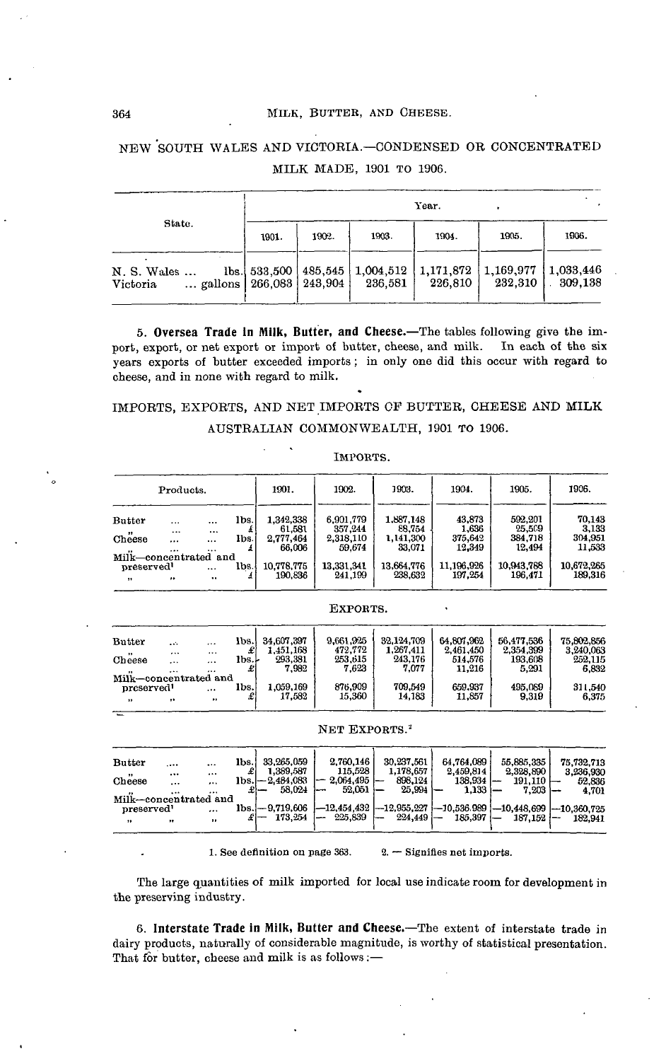NEW SOUTH WALES AND VICTORIA.—CONDENSED OR CONCENTRATED MILK MADE, 1901 TO 1906.

| State. | | Year. | | | | | |
|---|---|---|---|---|---|---|---|
| | | 1901. | 1902. | 1903. | 1904. | 1905. | 1906. |
| N. S. Wales ... | lbs. | 533,500 | 485,545 | 1,004,512 | 1,171,872 | 1,169,977 | 1,033,446 |
| Victoria ... | gallons | 266,083 | 243,904 | 236,581 | 226,810 | 232,310 | 309,138 |

5. **Oversea Trade in Milk, Butter, and Cheese.**—The tables following give the import, export, or net export or import of butter, cheese, and milk. In each of the six years exports of butter exceeded imports; in only one did this occur with regard to cheese, and in none with regard to milk.

IMPORTS, EXPORTS, AND NET IMPORTS OF BUTTER, CHEESE AND MILK AUSTRALIAN COMMONWEALTH, 1901 TO 1906.

IMPORTS.

| Products. | | 1901. | 1902. | 1903. | 1904. | 1905. | 1906. |
|---|---|---|---|---|---|---|---|
| Butter ... ... | lbs. | 1,342,338 | 6,901,779 | 1,887,148 | 43,873 | 592,201 | 70,143 |
| " ... ... | £ | 61,581 | 357,244 | 88,754 | 1,636 | 25,569 | 3,133 |
| Cheese ... ... | lbs. | 2,777,464 | 2,318,110 | 1,141,300 | 375,642 | 384,718 | 304,951 |
| " ... ... | £ | 66,006 | 59,674 | 33,071 | 12,349 | 12,494 | 11,533 |
| Milk—concentrated and preserved[1] ... | lbs. | 10,778,775 | 13,331,341 | 13,664,776 | 11,196,926 | 10,943,788 | 10,672,265 |
| " " " | £ | 190,836 | 241,199 | 238,632 | 197,254 | 196,471 | 189,316 |

EXPORTS.

| Products. | | 1901. | 1902. | 1903. | 1904. | 1905. | 1906. |
|---|---|---|---|---|---|---|---|
| Butter ... ... | lbs. | 34,607,397 | 9,661,925 | 32,124,709 | 64,807,962 | 56,477,536 | 75,802,856 |
| " ... ... | £ | 1,451,168 | 472,772 | 1,267,411 | 2,461,450 | 2,354,399 | 3,240,063 |
| Cheese ... ... | lbs. | 293,381 | 253,615 | 243,176 | 514,576 | 193,608 | 252,115 |
| " ... ... | £ | 7,982 | 7,623 | 7,077 | 11,216 | 5,291 | 6,832 |
| Milk—concentrated and preserved[1] ... | lbs. | 1,059,169 | 876,909 | 709,549 | 659,937 | 495,089 | 311,540 |
| " " " | £ | 17,582 | 15,360 | 14,183 | 11,857 | 9,319 | 6,375 |

NET EXPORTS.[2]

| Products. | | 1901. | 1902. | 1903. | 1904. | 1905. | 1906. |
|---|---|---|---|---|---|---|---|
| Butter ... ... | lbs. | 33,265,059 | 2,760,146 | 30,237,561 | 64,764,089 | 55,885,335 | 75,732,713 |
| " ... ... | £ | 1,389,587 | 115,528 | 1,178,657 | 2,459,814 | 2,328,890 | 3,236,930 |
| Cheese ... ... | lbs. | —2,484,083 | —2,064,495 | —898,124 | 138,934 | —191,110 | —52,836 |
| " ... ... | £ | —58,024 | —52,051 | —25,994 | —1,133 | —7,203 | —4,701 |
| Milk—concentrated and preserved[1] ... | lbs. | —9,719,606 | —12,454,432 | —12,955,227 | —10,536,989 | —10,448,699 | —10,360,725 |
| " " " | £ | —173,254 | —225,839 | —224,449 | —185,397 | —187,152 | —182,941 |

1. See definition on page 363. 2. — Signifies net imports.

The large quantities of milk imported for local use indicate room for development in the preserving industry.

6. **Interstate Trade in Milk, Butter and Cheese.**—The extent of interstate trade in dairy products, naturally of considerable magnitude, is worthy of statistical presentation. That for butter, cheese and milk is as follows:—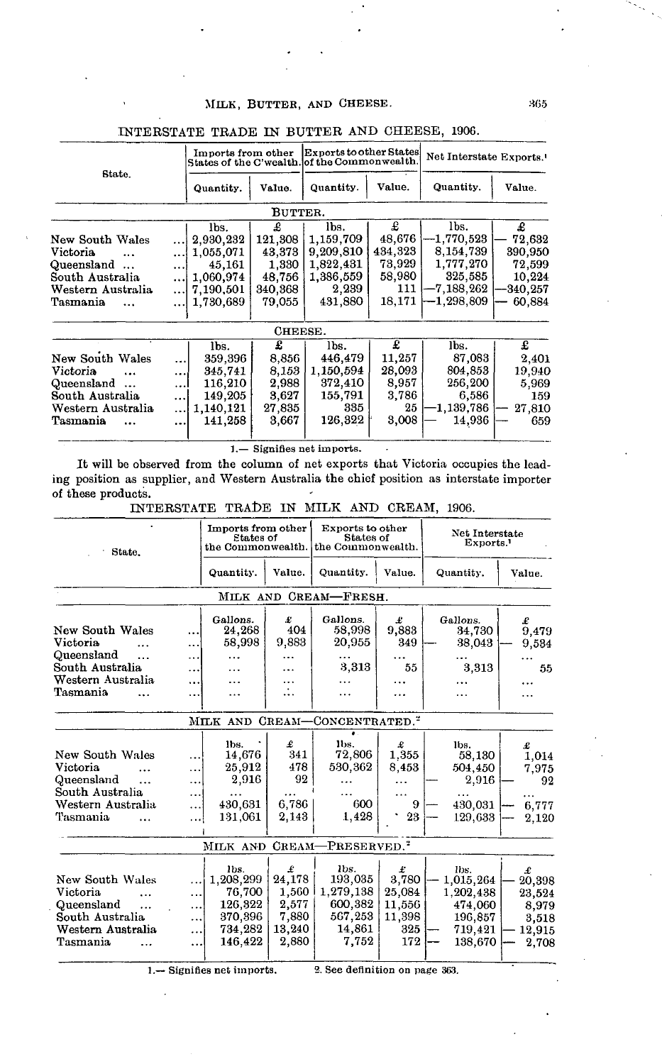## INTERSTATE TRADE IN BUTTER AND CHEESE, 1906.

| State. | Imports from other States of the C'wealth. | | Exports to other States of the Commonwealth. | | Net Interstate Exports.[1] | |
|---|---|---|---|---|---|---|
| | Quantity. | Value. | Quantity. | Value. | Quantity. | Value. |
| **BUTTER.** | | | | | | |
| | lbs. | £ | lbs. | £ | lbs. | £ |
| New South Wales ... | 2,930,232 | 121,308 | 1,159,709 | 48,676 | —1,770,523 | — 72,632 |
| Victoria ... | 1,055,071 | 43,373 | 9,209,810 | 434,323 | 8,154,739 | 390,950 |
| Queensland ... | 45,161 | 1,330 | 1,822,431 | 73,929 | 1,777,270 | 72,599 |
| South Australia ... | 1,060,974 | 48,756 | 1,386,559 | 58,980 | 325,585 | 10,224 |
| Western Australia ... | 7,190,501 | 340,368 | 2,239 | 111 | —7,188,262 | —340,257 |
| Tasmania ... | 1,730,689 | 79,055 | 431,880 | 18,171 | —1,298,809 | — 60,884 |
| **CHEESE.** | | | | | | |
| | lbs. | £ | lbs. | £ | lbs. | £ |
| New South Wales ... | 359,396 | 8,856 | 446,479 | 11,257 | 87,083 | 2,401 |
| Victoria ... | 345,741 | 8,153 | 1,150,594 | 28,093 | 804,853 | 19,940 |
| Queensland ... | 116,210 | 2,988 | 372,410 | 8,957 | 256,200 | 5,969 |
| South Australia ... | 149,205 | 3,627 | 155,791 | 3,786 | 6,586 | 159 |
| Western Australia ... | 1,140,121 | 27,835 | 335 | 25 | —1,139,786 | — 27,810 |
| Tasmania ... | 141,258 | 3,667 | 126,322 | 3,008 | — 14,936 | — 659 |

1.— Signifies net imports.

It will be observed from the column of net exports that Victoria occupies the leading position as supplier, and Western Australia the chief position as interstate importer of these products.

## INTERSTATE TRADE IN MILK AND CREAM, 1906.

| State. | Imports from other States of the Commonwealth. | | Exports to other States of the Commonwealth. | | Net Interstate Exports.[1] | |
|---|---|---|---|---|---|---|
| | Quantity. | Value. | Quantity. | Value. | Quantity. | Value. |
| **MILK AND CREAM—FRESH.** | | | | | | |
| | Gallons. | £ | Gallons. | £ | Gallons. | £ |
| New South Wales ... | 24,268 | 404 | 58,998 | 9,883 | 34,730 | 9,479 |
| Victoria ... | 58,998 | 9,883 | 20,955 | 349 | — 38,043 | — 9,534 |
| Queensland ... | ... | ... | ... | ... | ... | ... |
| South Australia ... | ... | ... | 3,313 | 55 | 3,313 | 55 |
| Western Australia ... | ... | ... | ... | ... | ... | ... |
| Tasmania ... | ... | ... | ... | ... | ... | ... |
| **MILK AND CREAM—CONCENTRATED.[2]** | | | | | | |
| | lbs. | £ | lbs. | £ | lbs. | £ |
| New South Wales ... | 14,676 | 341 | 72,806 | 1,355 | 58,130 | 1,014 |
| Victoria ... | 25,912 | 478 | 530,362 | 8,453 | 504,450 | 7,975 |
| Queensland ... | 2,916 | 92 | ... | ... | — 2,916 | — 92 |
| South Australia ... | ... | ... | ... | ... | ... | ... |
| Western Australia ... | 430,631 | 6,786 | 600 | 9 | — 430,031 | — 6,777 |
| Tasmania ... | 131,061 | 2,143 | 1,428 | 23 | — 129,633 | — 2,120 |
| **MILK AND CREAM—PRESERVED.[2]** | | | | | | |
| | lbs. | £ | lbs. | £ | lbs. | £ |
| New South Wales ... | 1,208,299 | 24,178 | 193,035 | 3,780 | — 1,015,264 | — 20,398 |
| Victoria ... | 76,700 | 1,560 | 1,279,138 | 25,084 | 1,202,438 | 23,524 |
| Queensland ... | 126,322 | 2,577 | 600,382 | 11,556 | 474,060 | 8,979 |
| South Australia ... | 370,396 | 7,880 | 567,253 | 11,398 | 196,857 | 3,518 |
| Western Australia ... | 734,282 | 13,240 | 14,861 | 325 | — 719,421 | — 12,915 |
| Tasmania ... | 146,422 | 2,880 | 7,752 | 172 | — 138,670 | — 2,708 |

1.— Signifies net imports. 2. See definition on page 363.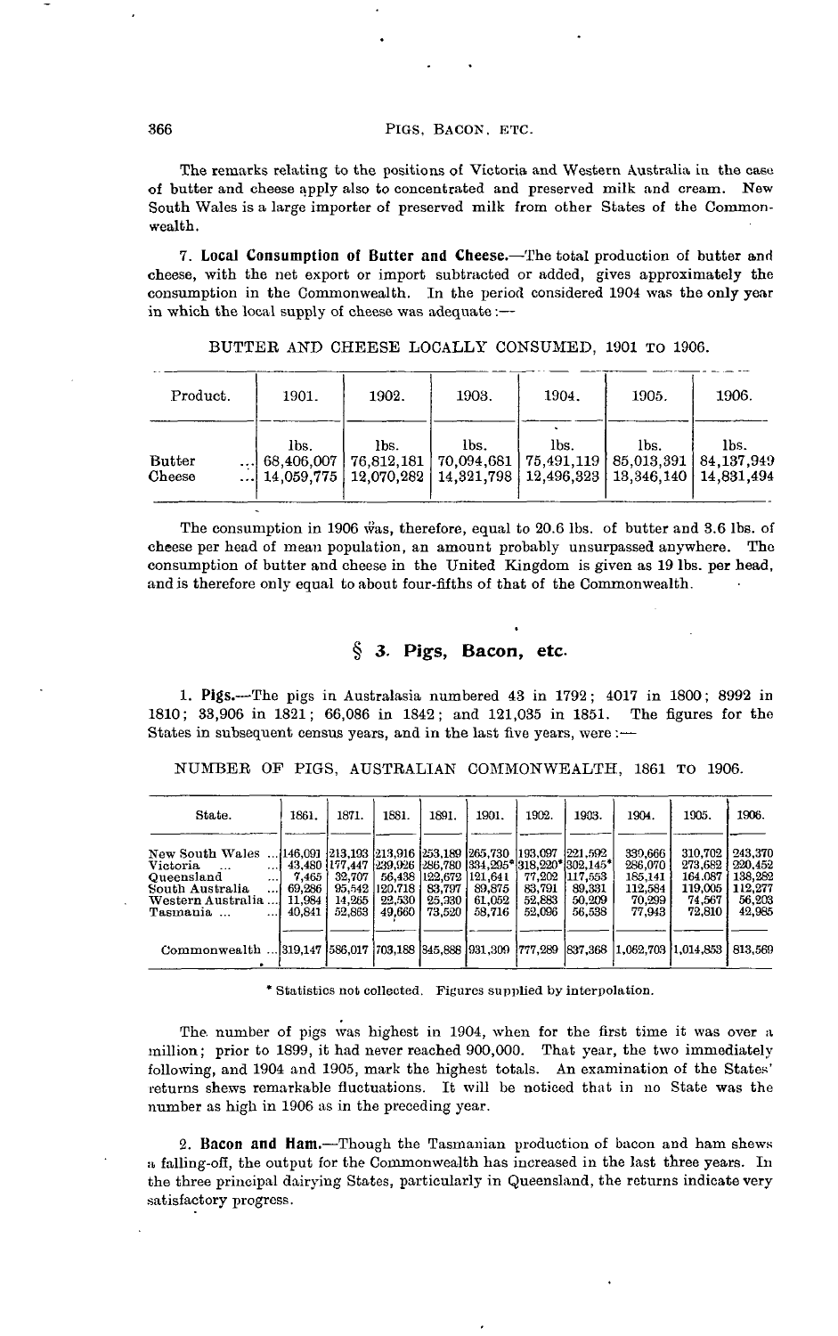The remarks relating to the positions of Victoria and Western Australia in the case of butter and cheese apply also to concentrated and preserved milk and cream. New South Wales is a large importer of preserved milk from other States of the Commonwealth.

7. **Local Consumption of Butter and Cheese.**—The total production of butter and cheese, with the net export or import subtracted or added, gives approximately the consumption in the Commonwealth. In the period considered 1904 was the only year in which the local supply of cheese was adequate :—

BUTTER AND CHEESE LOCALLY CONSUMED, 1901 TO 1906.

| Product. | 1901. | 1902. | 1903. | 1904. | 1905. | 1906. |
|---|---|---|---|---|---|---|
| | lbs. | lbs. | lbs. | lbs. | lbs. | lbs. |
| Butter ... | 68,406,007 | 76,812,181 | 70,094,681 | 75,491,119 | 85,013,391 | 84,137,949 |
| Cheese ... | 14,059,775 | 12,070,282 | 14,321,798 | 12,496,323 | 13,346,140 | 14,831,494 |

The consumption in 1906 was, therefore, equal to 20.6 lbs. of butter and 3.6 lbs. of cheese per head of mean population, an amount probably unsurpassed anywhere. The consumption of butter and cheese in the United Kingdom is given as 19 lbs. per head, and is therefore only equal to about four-fifths of that of the Commonwealth.

## § 3. Pigs, Bacon, etc.

1. **Pigs.**—The pigs in Australasia numbered 43 in 1792; 4017 in 1800; 8992 in 1810; 33,906 in 1821; 66,086 in 1842; and 121,035 in 1851. The figures for the States in subsequent census years, and in the last five years, were :—

NUMBER OF PIGS, AUSTRALIAN COMMONWEALTH, 1861 TO 1906.

| State. | 1861. | 1871. | 1881. | 1891. | 1901. | 1902. | 1903. | 1904. | 1905. | 1906. |
|---|---|---|---|---|---|---|---|---|---|---|
| New South Wales ... | 146,091 | 213,193 | 213,916 | 253,189 | 265,730 | 193,097 | 221,592 | 330,666 | 310,702 | 243,370 |
| Victoria ... ... | 43,480 | 177,447 | 239,926 | 286,780 | 334,295* | 318,220* | 302,145* | 286,070 | 273,682 | 220,452 |
| Queensland ... | 7,465 | 32,707 | 56,438 | 122,672 | 121,641 | 77,202 | 117,553 | 185,141 | 164,087 | 138,282 |
| South Australia ... | 69,286 | 95,542 | 120,718 | 83,797 | 89,875 | 83,791 | 89,331 | 112,584 | 119,005 | 112,277 |
| Western Australia ... | 11,984 | 14,265 | 22,530 | 25,930 | 61,052 | 52,883 | 50,209 | 70,299 | 74,567 | 56,203 |
| Tasmania ... ... | 40,841 | 52,863 | 49,660 | 73,520 | 58,716 | 52,096 | 56,538 | 77,943 | 72,810 | 42,985 |
| Commonwealth ... | 319,147 | 586,017 | 703,188 | 845,888 | 931,309 | 777,289 | 837,368 | 1,062,703 | 1,014,853 | 813,569 |

\* Statistics not collected. Figures supplied by interpolation.

The number of pigs was highest in 1904, when for the first time it was over a million; prior to 1899, it had never reached 900,000. That year, the two immediately following, and 1904 and 1905, mark the highest totals. An examination of the States' returns shews remarkable fluctuations. It will be noticed that in no State was the number as high in 1906 as in the preceding year.

2. **Bacon and Ham.**—Though the Tasmanian production of bacon and ham shews a falling-off, the output for the Commonwealth has increased in the last three years. In the three principal dairying States, particularly in Queensland, the returns indicate very satisfactory progress.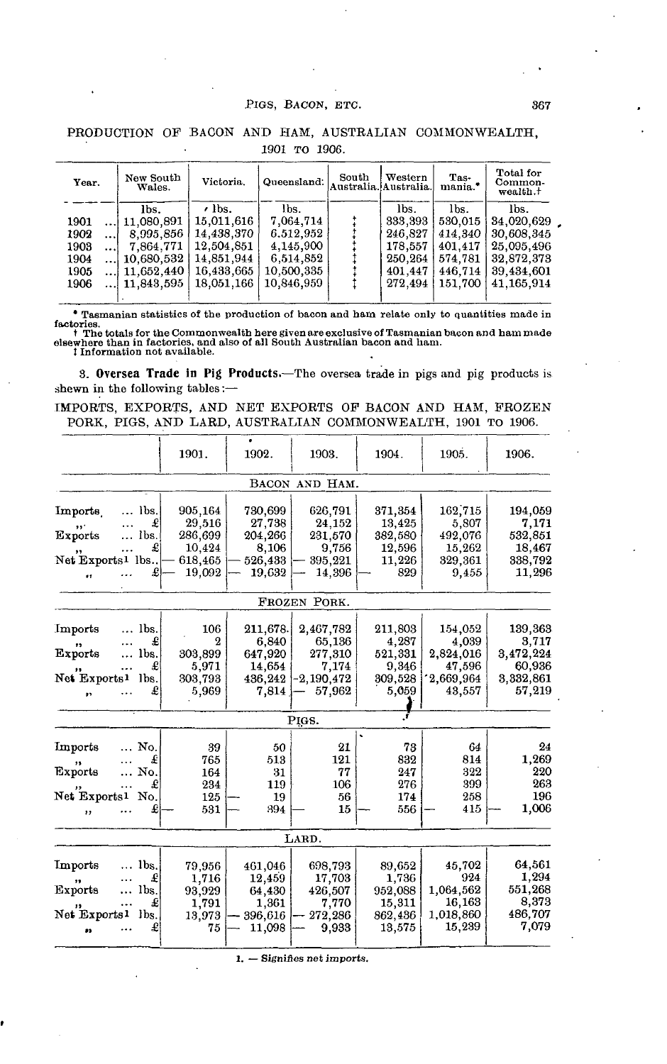PRODUCTION OF BACON AND HAM, AUSTRALIAN COMMONWEALTH, 1901 TO 1906.

| Year. | New South Wales. | Victoria. | Queensland. | South Australia. | Western Australia. | Tasmania.* | Total for Commonwealth.† |
|---|---|---|---|---|---|---|---|
| | lbs. | lbs. | lbs. | | lbs. | lbs. | lbs. |
| 1901 | 11,080,891 | 15,011,616 | 7,064,714 | ‡ | 333,393 | 530,015 | 34,020,629 |
| 1902 | 8,995,856 | 14,438,370 | 6,512,952 | ‡ | 246,827 | 414,340 | 30,608,345 |
| 1903 | 7,864,771 | 12,504,851 | 4,145,900 | ‡ | 178,557 | 401,417 | 25,095,496 |
| 1904 | 10,680,532 | 14,851,944 | 6,514,852 | ‡ | 250,264 | 574,781 | 32,872,373 |
| 1905 | 11,652,440 | 16,433,665 | 10,500,335 | ‡ | 401,447 | 446,714 | 39,434,601 |
| 1906 | 11,843,595 | 18,051,166 | 10,846,959 | ‡ | 272,494 | 151,700 | 41,165,914 |

\* Tasmanian statistics of the production of bacon and ham relate only to quantities made in factories.
† The totals for the Commonwealth here given are exclusive of Tasmanian bacon and ham made elsewhere than in factories, and also of all South Australian bacon and ham.
‡ Information not available.

3. **Oversea Trade in Pig Products.**—The oversea trade in pigs and pig products is shewn in the following tables:—

IMPORTS, EXPORTS, AND NET EXPORTS OF BACON AND HAM, FROZEN PORK, PIGS, AND LARD, AUSTRALIAN COMMONWEALTH, 1901 TO 1906.

| | | 1901. | 1902. | 1903. | 1904. | 1905. | 1906. |
|---|---|---|---|---|---|---|---|
| **BACON AND HAM.** | | | | | | | |
| Imports | lbs. | 905,164 | 730,699 | 626,791 | 371,354 | 162,715 | 194,059 |
| ,, | £ | 29,516 | 27,738 | 24,152 | 13,425 | 5,807 | 7,171 |
| Exports | lbs. | 286,699 | 204,266 | 231,570 | 382,580 | 492,076 | 532,851 |
| ,, | £ | 10,424 | 8,106 | 9,756 | 12,596 | 15,262 | 18,467 |
| Net Exports[1] | lbs. | — 618,465 | — 526,433 | — 395,221 | 11,226 | 329,361 | 338,792 |
| ,, | £ | — 19,092 | — 19,632 | — 14,396 | — 829 | 9,455 | 11,296 |
| **FROZEN PORK.** | | | | | | | |
| Imports | lbs. | 106 | 211,678 | 2,467,782 | 211,803 | 154,052 | 139,363 |
| ,, | £ | 2 | 6,840 | 65,136 | 4,287 | 4,039 | 3,717 |
| Exports | lbs. | 303,899 | 647,920 | 277,310 | 521,331 | 2,824,016 | 3,472,224 |
| ,, | £ | 5,971 | 14,654 | 7,174 | 9,346 | 47,596 | 60,936 |
| Net Exports[1] | lbs. | 303,793 | 436,242 | —2,190,472 | 309,528 | 2,669,964 | 3,332,861 |
| ,, | £ | 5,969 | 7,814 | — 57,962 | 5,059 | 43,557 | 57,219 |
| **PIGS.** | | | | | | | |
| Imports | No. | 39 | 50 | 21 | 73 | 64 | 24 |
| ,, | £ | 765 | 513 | 121 | 832 | 814 | 1,269 |
| Exports | No. | 164 | 31 | 77 | 247 | 322 | 220 |
| ,, | £ | 234 | 119 | 106 | 276 | 399 | 263 |
| Net Exports[1] | No. | 125 | — 19 | 56 | 174 | 258 | 196 |
| ,, | £ | — 531 | — 394 | — 15 | — 556 | — 415 | — 1,006 |
| **LARD.** | | | | | | | |
| Imports | lbs. | 79,956 | 461,046 | 698,793 | 89,652 | 45,702 | 64,561 |
| ,, | £ | 1,716 | 12,459 | 17,703 | 1,736 | 924 | 1,294 |
| Exports | lbs. | 93,929 | 64,430 | 426,507 | 952,088 | 1,064,562 | 551,268 |
| ,, | £ | 1,791 | 1,361 | 7,770 | 15,311 | 16,163 | 8,373 |
| Net Exports[1] | lbs. | 13,973 | — 396,616 | — 272,286 | 862,436 | 1,018,860 | 486,707 |
| ,, | £ | 75 | — 11,098 | — 9,933 | 13,575 | 15,239 | 7,079 |

1. — Signifies net imports.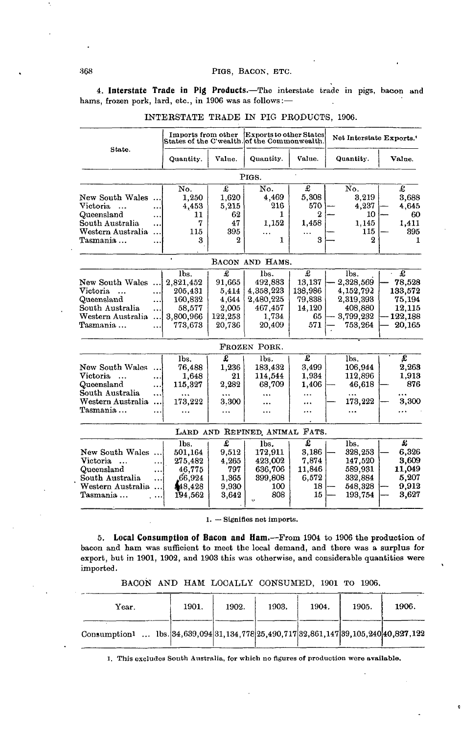4. **Interstate Trade in Pig Products.**—The interstate trade in pigs, bacon and hams, frozen pork, lard, etc., in 1906 was as follows:—

INTERSTATE TRADE IN PIG PRODUCTS, 1906.

| State. | Imports from other States of the C'wealth. | | Exports to other States of the Commonwealth. | | Net Interstate Exports.[1] | |
|---|---|---|---|---|---|---|
| | Quantity. | Value. | Quantity. | Value. | Quantity. | Value. |
| **PIGS.** | | | | | | |
| | No. | £ | No. | £ | No. | £ |
| New South Wales ... | 1,250 | 1,620 | 4,469 | 5,308 | 3,219 | 3,688 |
| Victoria ... | 4,453 | 5,215 | 216 | 570 | — 4,237 | — 4,645 |
| Queensland ... | 11 | 62 | 1 | 2 | — 10 | — 60 |
| South Australia ... | 7 | 47 | 1,152 | 1,458 | 1,145 | 1,411 |
| Western Australia ... | 115 | 395 | ... | ... | — 115 | — 395 |
| Tasmania ... | 3 | 2 | 1 | 3 | — 2 | 1 |
| **BACON AND HAMS.** | | | | | | |
| | lbs. | £ | lbs. | £ | lbs. | £ |
| New South Wales ... | 2,821,452 | 91,665 | 492,883 | 13,137 | — 2,328,569 | — 78,528 |
| Victoria ... | 205,431 | 5,414 | 4,358,223 | 138,986 | 4,152,792 | 133,572 |
| Queensland ... | 160,832 | 4,644 | 2,480,225 | 79,838 | 2,319,393 | 75,194 |
| South Australia ... | 58,577 | 2,005 | 467,457 | 14,120 | 408,880 | 12,115 |
| Western Australia ... | 3,800,966 | 122,253 | 1,734 | 65 | — 3,799,232 | — 122,188 |
| Tasmania ... | 773,673 | 20,736 | 20,409 | 571 | — 753,264 | — 20,165 |
| **FROZEN PORK.** | | | | | | |
| | lbs. | £ | lbs. | £ | lbs. | £ |
| New South Wales ... | 76,488 | 1,236 | 183,432 | 3,499 | 106,944 | 2,263 |
| Victoria ... | 1,648 | 21 | 114,544 | 1,934 | 112,896 | 1,913 |
| Queensland ... | 115,327 | 2,282 | 68,709 | 1,406 | — 46,618 | — 876 |
| South Australia ... | ... | ... | ... | ... | ... | ... |
| Western Australia ... | 173,222 | 3,300 | ... | ... | — 173,222 | — 3,300 |
| Tasmania ... | ... | ... | ... | ... | ... | ... |
| **LARD AND REFINED ANIMAL FATS.** | | | | | | |
| | lbs. | £ | lbs. | £ | lbs. | £ |
| New South Wales ... | 501,164 | 9,512 | 172,911 | 3,186 | — 328,253 | — 6,326 |
| Victoria ... | 275,482 | 4,265 | 423,002 | 7,874 | 147,520 | 3,609 |
| Queensland ... | 46,775 | 797 | 636,706 | 11,846 | 589,931 | 11,049 |
| South Australia ... | 66,924 | 1,365 | 399,808 | 6,572 | 332,884 | 5,207 |
| Western Australia ... | 548,428 | 9,930 | 100 | 18 | — 548,328 | — 9,912 |
| Tasmania ... | 194,562 | 3,642 | 808 | 15 | — 193,754 | — 3,627 |

1. — Signifies net imports.

5. **Local Consumption of Bacon and Ham.**—From 1904 to 1906 the production of bacon and ham was sufficient to meet the local demand, and there was a surplus for export, but in 1901, 1902, and 1903 this was otherwise, and considerable quantities were imported.

BACON AND HAM LOCALLY CONSUMED, 1901 TO 1906.

| Year. | 1901. | 1902. | 1903. | 1904. | 1905. | 1906. |
|---|---|---|---|---|---|---|
| Consumption[1] ... lbs. | 34,639,094 | 31,134,778 | 25,490,717 | 32,861,147 | 39,105,240 | 40,827,122 |

1. This excludes South Australia, for which no figures of production were available.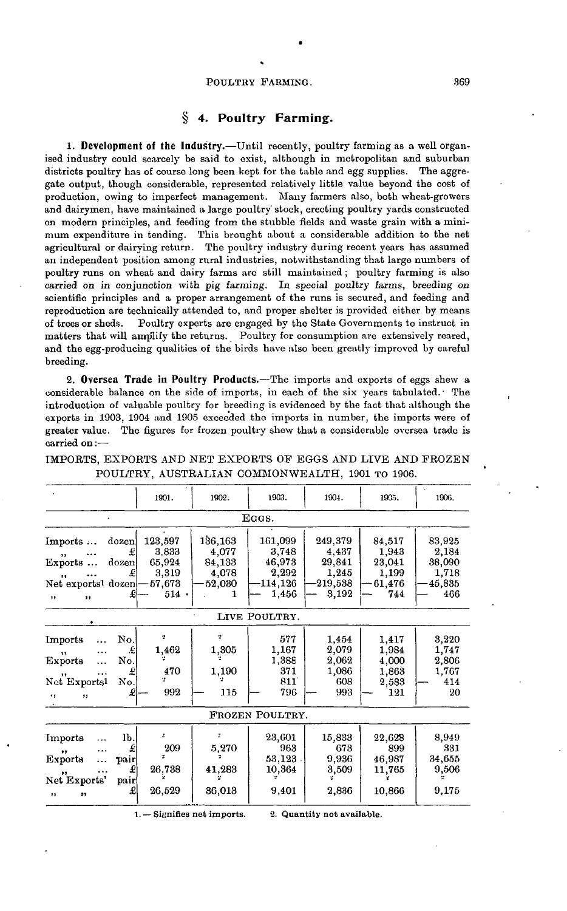## § 4. Poultry Farming.

**1. Development of the Industry.**—Until recently, poultry farming as a well organised industry could scarcely be said to exist, although in metropolitan and suburban districts poultry has of course long been kept for the table and egg supplies. The aggregate output, though considerable, represented relatively little value beyond the cost of production, owing to imperfect management. Many farmers also, both wheat-growers and dairymen, have maintained a large poultry stock, erecting poultry yards constructed on modern principles, and feeding from the stubble fields and waste grain with a minimum expenditure in tending. This brought about a considerable addition to the net agricultural or dairying return. The poultry industry during recent years has assumed an independent position among rural industries, notwithstanding that large numbers of poultry runs on wheat and dairy farms are still maintained; poultry farming is also carried on in conjunction with pig farming. In special poultry farms, breeding on scientific principles and a proper arrangement of the runs is secured, and feeding and reproduction are technically attended to, and proper shelter is provided either by means of trees or sheds. Poultry experts are engaged by the State Governments to instruct in matters that will amplify the returns. Poultry for consumption are extensively reared, and the egg-producing qualities of the birds have also been greatly improved by careful breeding.

**2. Oversea Trade in Poultry Products.**—The imports and exports of eggs shew a considerable balance on the side of imports, in each of the six years tabulated. The introduction of valuable poultry for breeding is evidenced by the fact that although the exports in 1903, 1904 and 1905 exceeded the imports in number, the imports were of greater value. The figures for frozen poultry shew that a considerable oversea trade is carried on:—

IMPORTS, EXPORTS AND NET EXPORTS OF EGGS AND LIVE AND FROZEN POULTRY, AUSTRALIAN COMMONWEALTH, 1901 TO 1906.

| | | 1901. | 1902. | 1903. | 1904. | 1905. | 1906. |
|---|---|---|---|---|---|---|---|
| **EGGS.** | | | | | | | |
| Imports ... | dozen | 123,597 | 136,163 | 161,099 | 249,379 | 84,517 | 83,925 |
| ,, ... | £ | 3,833 | 4,077 | 3,748 | 4,437 | 1,943 | 2,184 |
| Exports ... | dozen | 65,924 | 84,133 | 46,973 | 29,841 | 23,041 | 38,090 |
| ,, ... | £ | 3,319 | 4,078 | 2,292 | 1,245 | 1,199 | 1,718 |
| Net exports[1] | dozen | —57,673 | —52,030 | —114,126 | —219,538 | —61,476 | —45,835 |
| ,, ,, | £ | — 514 | 1 | — 1,456 | — 3,192 | — 744 | — 466 |
| **LIVE POULTRY.** | | | | | | | |
| Imports ... | No. | [2] | [2] | 577 | 1,454 | 1,417 | 3,220 |
| ,, ... | £ | 1,462 | 1,305 | 1,167 | 2,079 | 1,984 | 1,747 |
| Exports ... | No. | [2] | [2] | 1,388 | 2,062 | 4,000 | 2,806 |
| ,, ... | £ | 470 | 1,190 | 371 | 1,086 | 1,863 | 1,767 |
| Net Exports[1] | No. | [2] | [2] | 811 | 608 | 2,583 | — 414 |
| ,, ,, | £ | — 992 | — 115 | — 796 | — 993 | — 121 | 20 |
| **FROZEN POULTRY.** | | | | | | | |
| Imports ... | lb. | [2] | [2] | 23,601 | 15,833 | 22,628 | 8,949 |
| ,, ... | £ | 209 | 5,270 | 963 | 673 | 899 | 331 |
| Exports ... | pair | [2] | [2] | 53,123 | 9,936 | 46,987 | 34,655 |
| ,, ... | £ | 26,738 | 41,283 | 10,364 | 3,509 | 11,765 | 9,506 |
| Net Exports[1] | pair | [2] | [2] | [2] | [2] | [2] | [2] |
| ,, ,, | £ | 26,529 | 36,013 | 9,401 | 2,836 | 10,866 | 9,175 |

1. — Signifies net imports. 2. Quantity not available.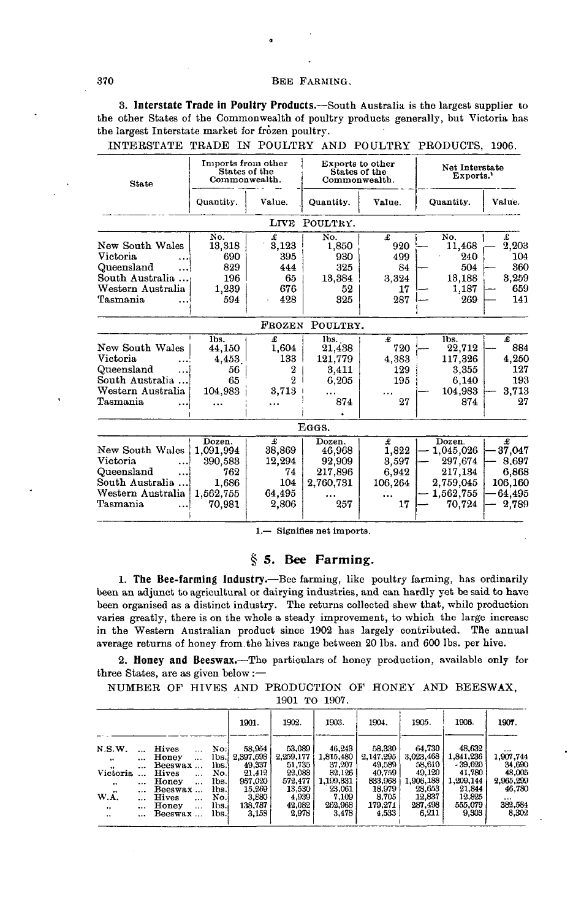3. **Interstate Trade in Poultry Products.**—South Australia is the largest supplier to the other States of the Commonwealth of poultry products generally, but Victoria has the largest Interstate market for frozen poultry.

INTERSTATE TRADE IN POULTRY AND POULTRY PRODUCTS, 1906.

| State | Imports from other States of the Commonwealth. | | Exports to other States of the Commonwealth. | | Net Interstate Exports.[1] | |
|---|---|---|---|---|---|---|
| | Quantity. | Value. | Quantity. | Value. | Quantity. | Value. |
| | | | LIVE POULTRY. | | | |
| | No. | £ | No. | £ | No. | £ |
| New South Wales | 13,318 | 3,123 | 1,850 | 920 | — 11,468 | — 2,203 |
| Victoria ... | 690 | 395 | 930 | 499 | 240 | 104 |
| Queensland ... | 829 | 444 | 325 | 84 | — 504 | — 360 |
| South Australia ... | 196 | 65 | 13,384 | 3,324 | 13,188 | 3,259 |
| Western Australia | 1,239 | 676 | 52 | 17 | — 1,187 | — 659 |
| Tasmania ... | 594 | 428 | 325 | 287 | — 269 | — 141 |
| | | | FROZEN POULTRY. | | | |
| | lbs. | £ | lbs. | £ | lbs. | £ |
| New South Wales | 44,150 | 1,604 | 21,438 | 720 | — 22,712 | — 884 |
| Victoria ... | 4,453 | 133 | 121,779 | 4,383 | 117,326 | 4,250 |
| Queensland ... | 56 | 2 | 3,411 | 129 | 3,355 | 127 |
| South Australia ... | 65 | 2 | 6,205 | 195 | 6,140 | 193 |
| Western Australia | 104,983 | 3,713 | ... | ... | — 104,983 | — 3,713 |
| Tasmania ... | ... | ... | 874 | 27 | 874 | 27 |
| | | | EGGS. | | | |
| | Dozen. | £ | Dozen. | £ | Dozen. | £ |
| New South Wales | 1,091,994 | 38,869 | 46,968 | 1,822 | — 1,045,026 | — 37,047 |
| Victoria ... | 390,583 | 12,294 | 92,909 | 3,597 | — 297,674 | — 8,697 |
| Queensland ... | 762 | 74 | 217,896 | 6,942 | 217,134 | 6,868 |
| South Australia ... | 1,686 | 104 | 2,760,731 | 106,264 | 2,759,045 | 106,160 |
| Western Australia | 1,562,755 | 64,495 | ... | ... | — 1,562,755 | — 64,495 |
| Tasmania ... | 70,981 | 2,806 | 257 | 17 | — 70,724 | — 2,789 |

1.— Signifies net imports.

## § 5. Bee Farming.

1. **The Bee-farming Industry.**—Bee farming, like poultry farming, has ordinarily been an adjunct to agricultural or dairying industries, and can hardly yet be said to have been organised as a distinct industry. The returns collected shew that, while production varies greatly, there is on the whole a steady improvement, to which the large increase in the Western Australian product since 1902 has largely contributed. The annual average returns of honey from the hives range between 20 lbs. and 600 lbs. per hive.

2. **Honey and Beeswax.**—The particulars of honey production, available only for three States, are as given below:—

NUMBER OF HIVES AND PRODUCTION OF HONEY AND BEESWAX, 1901 TO 1907.

| | | | 1901. | 1902. | 1903. | 1904. | 1905. | 1906. | 1907. |
|---|---|---|---|---|---|---|---|---|---|
| N.S.W. | Hives ... | No. | 58,954 | 53,089 | 46,243 | 58,330 | 64,730 | 48,632 | ... |
| ,, | Honey ... | lbs. | 2,397,698 | 2,259,177 | 1,815,480 | 2,147,295 | 3,023,468 | 1,841,236 | 1,907,744 |
| ,, | Beeswax ... | lbs. | 49,337 | 51,735 | 37,207 | 49,589 | 58,610 | 39,620 | 34,690 |
| Victoria ... | Hives ... | No. | 21,412 | 22,083 | 32,126 | 40,759 | 49,120 | 41,780 | 48,005 |
| ,, | Honey ... | lbs. | 957,020 | 572,477 | 1,199,331 | 833,968 | 1,906,188 | 1,209,144 | 2,965,290 |
| ,, | Beeswax ... | lbs. | 15,269 | 13,530 | 23,061 | 18,979 | 28,653 | 21,844 | 46,780 |
| W.A. | Hives ... | No. | 3,880 | 4,939 | 7,109 | 8,705 | 12,837 | 12,825 | ... |
| ,, | Honey ... | lbs. | 138,787 | 42,082 | 262,968 | 179,271 | 287,498 | 555,079 | 382,584 |
| ,, | Beeswax ... | lbs. | 3,158 | 2,978 | 3,478 | 4,533 | 6,211 | 9,303 | 8,302 |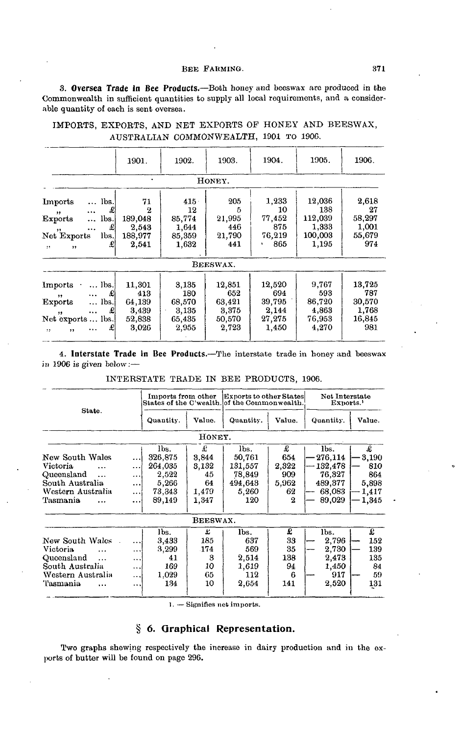**3. Oversea Trade in Bee Products.**—Both honey and beeswax are produced in the Commonwealth in sufficient quantities to supply all local requirements, and a considerable quantity of each is sent oversea.

IMPORTS, EXPORTS, AND NET EXPORTS OF HONEY AND BEESWAX, AUSTRALIAN COMMONWEALTH, 1901 TO 1906.

| | 1901. | 1902. | 1903. | 1904. | 1905. | 1906. |
|---|---|---|---|---|---|---|
| | | | HONEY. | | | |
| Imports ... lbs. | 71 | 415 | 205 | 1,233 | 12,036 | 2,618 |
| " ... £ | 2 | 12 | 5 | 10 | 138 | 27 |
| Exports ... lbs. | 189,048 | 85,774 | 21,995 | 77,452 | 112,039 | 58,297 |
| " ... £ | 2,543 | 1,644 | 446 | 875 | 1,333 | 1,001 |
| Net Exports lbs. | 188,977 | 85,359 | 21,790 | 76,219 | 100,003 | 55,679 |
| " " £ | 2,541 | 1,632 | 441 | 865 | 1,195 | 974 |
| | | | BEESWAX. | | | |
| Imports ... lbs. | 11,301 | 3,135 | 12,851 | 12,520 | 9,767 | 13,725 |
| " ... £ | 413 | 180 | 652 | 694 | 593 | 787 |
| Exports ... lbs. | 64,139 | 68,570 | 63,421 | 39,795 | 86,720 | 30,570 |
| " ... £ | 3,439 | 3,135 | 3,375 | 2,144 | 4,863 | 1,768 |
| Net exports ... lbs. | 52,838 | 65,435 | 50,570 | 27,275 | 76,953 | 16,845 |
| " " ... £ | 3,026 | 2,955 | 2,723 | 1,450 | 4,270 | 981 |

**4. Interstate Trade in Bee Products.**—The interstate trade in honey and beeswax in 1906 is given below:—

INTERSTATE TRADE IN BEE PRODUCTS, 1906.

| State. | Imports from other States of the C'wealth. | | Exports to other States of the Commonwealth. | | Net Interstate Exports.[1] | |
|---|---|---|---|---|---|---|
| | Quantity. | Value. | Quantity. | Value. | Quantity. | Value. |
| | | | HONEY. | | | |
| | lbs. | £ | lbs. | £ | lbs. | £ |
| New South Wales ... | 326,875 | 3,844 | 50,761 | 654 | —276,114 | —3,190 |
| Victoria ... | 264,035 | 3,132 | 131,557 | 2,322 | —132,478 | — 810 |
| Queensland ... | 2,522 | 45 | 78,849 | 909 | 76,327 | 864 |
| South Australia ... | 5,266 | 64 | 494,643 | 5,962 | 489,377 | 5,898 |
| Western Australia ... | 73,343 | 1,479 | 5,260 | 62 | — 68,083 | —1,417 |
| Tasmania ... | 89,149 | 1,347 | 120 | 2 | — 89,029 | —1,345 |
| | | | BEESWAX. | | | |
| | lbs. | £ | lbs. | £ | lbs. | £ |
| New South Wales ... | 3,433 | 185 | 637 | 33 | — 2,796 | — 152 |
| Victoria ... | 3,299 | 174 | 569 | 35 | — 2,730 | — 139 |
| Queensland ... | 41 | 3 | 2,514 | 138 | 2,473 | 135 |
| South Australia ... | 169 | 10 | 1,619 | 94 | 1,450 | 84 |
| Western Australia ... | 1,029 | 65 | 112 | 6 | — 917 | — 59 |
| Tasmania ... | 134 | 10 | 2,654 | 141 | 2,520 | 131 |

1. — Signifies net imports.

## § 6. Graphical Representation.

Two graphs shewing respectively the increase in dairy production and in the exports of butter will be found on page 296.